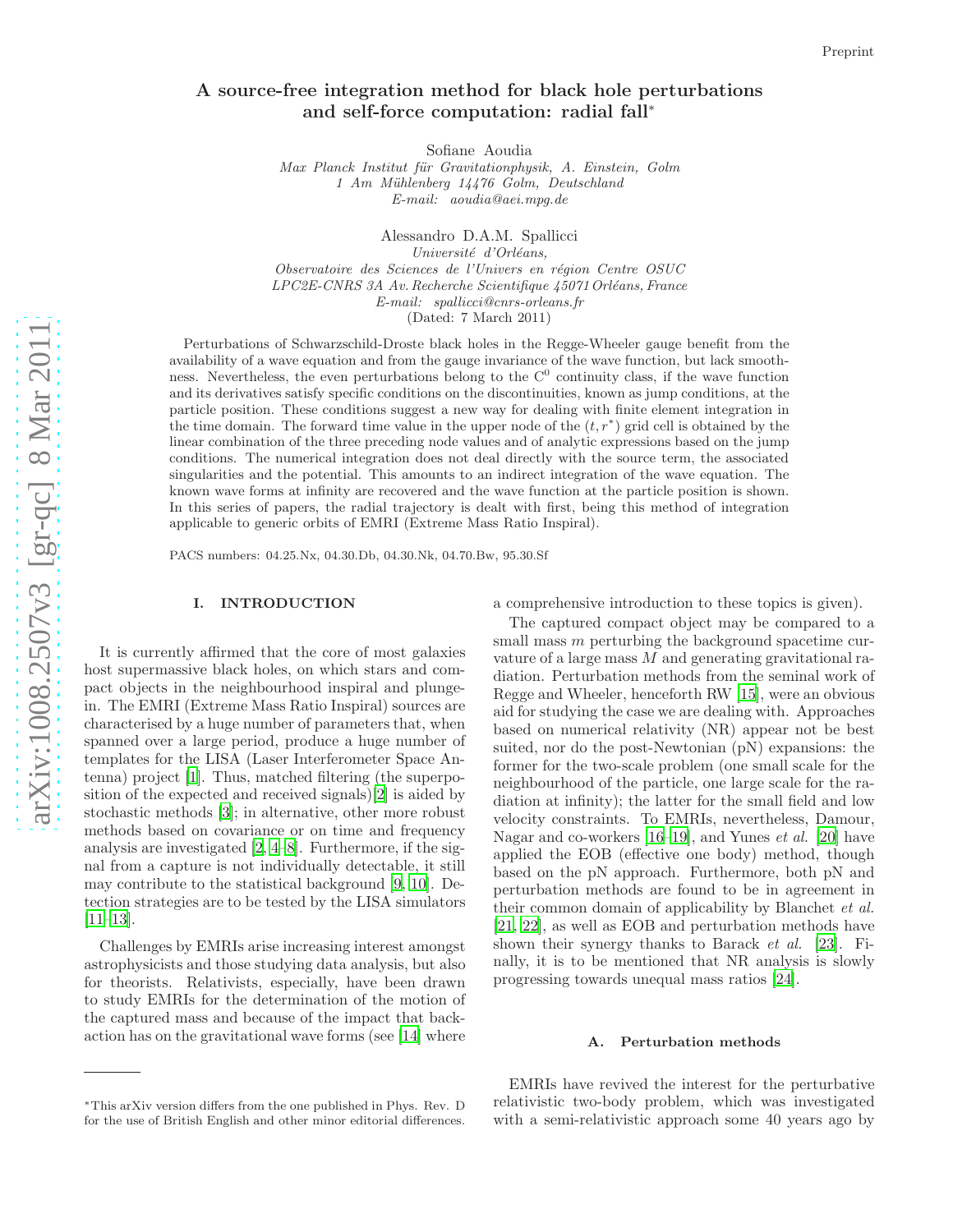# A source-free integration method for black hole perturbations and self-force computation: radial fall*

Sofiane Aoudia
*Max Planck Institut für Gravitationphysik, A. Einstein, Golm*
*1 Am Mühlenberg 14476 Golm, Deutschland*
*E-mail: aoudia@aei.mpg.de*

Alessandro D.A.M. Spallicci
*Université d'Orléans,*
*Observatoire des Sciences de l'Univers en région Centre OSUC*
*LPC2E-CNRS 3A Av. Recherche Scientifique 45071 Orléans, France*
*E-mail: spallicci@cnrs-orleans.fr*
(Dated: 7 March 2011)

Perturbations of Schwarzschild-Droste black holes in the Regge-Wheeler gauge benefit from the availability of a wave equation and from the gauge invariance of the wave function, but lack smoothness. Nevertheless, the even perturbations belong to the $C^0$ continuity class, if the wave function and its derivatives satisfy specific conditions on the discontinuities, known as jump conditions, at the particle position. These conditions suggest a new way for dealing with finite element integration in the time domain. The forward time value in the upper node of the $(t, r^*)$ grid cell is obtained by the linear combination of the three preceding node values and of analytic expressions based on the jump conditions. The numerical integration does not deal directly with the source term, the associated singularities and the potential. This amounts to an indirect integration of the wave equation. The known wave forms at infinity are recovered and the wave function at the particle position is shown. In this series of papers, the radial trajectory is dealt with first, being this method of integration applicable to generic orbits of EMRI (Extreme Mass Ratio Inspiral).

PACS numbers: 04.25.Nx, 04.30.Db, 04.30.Nk, 04.70.Bw, 95.30.Sf

## I. INTRODUCTION

It is currently affirmed that the core of most galaxies host supermassive black holes, on which stars and compact objects in the neighbourhood inspiral and plunge-in. The EMRI (Extreme Mass Ratio Inspiral) sources are characterised by a huge number of parameters that, when spanned over a large period, produce a huge number of templates for the LISA (Laser Interferometer Space Antenna) project [1]. Thus, matched filtering (the superposition of the expected and received signals)[2] is aided by stochastic methods [3]; in alternative, other more robust methods based on covariance or on time and frequency analysis are investigated [2, 4–8]. Furthermore, if the signal from a capture is not individually detectable, it still may contribute to the statistical background [9, 10]. Detection strategies are to be tested by the LISA simulators [11–13].

Challenges by EMRIs arise increasing interest amongst astrophysicists and those studying data analysis, but also for theorists. Relativists, especially, have been drawn to study EMRIs for the determination of the motion of the captured mass and because of the impact that back-action has on the gravitational wave forms (see [14] where a comprehensive introduction to these topics is given).

The captured compact object may be compared to a small mass $m$ perturbing the background spacetime curvature of a large mass $M$ and generating gravitational radiation. Perturbation methods from the seminal work of Regge and Wheeler, henceforth RW [15], were an obvious aid for studying the case we are dealing with. Approaches based on numerical relativity (NR) appear not be best suited, nor do the post-Newtonian (pN) expansions: the former for the two-scale problem (one small scale for the neighbourhood of the particle, one large scale for the radiation at infinity); the latter for the small field and low velocity constraints. To EMRIs, nevertheless, Damour, Nagar and co-workers [16–19], and Yunes *et al.* [20] have applied the EOB (effective one body) method, though based on the pN approach. Furthermore, both pN and perturbation methods are found to be in agreement in their common domain of applicability by Blanchet *et al.* [21, 22], as well as EOB and perturbation methods have shown their synergy thanks to Barack *et al.* [23]. Finally, it is to be mentioned that NR analysis is slowly progressing towards unequal mass ratios [24].

### A. Perturbation methods

EMRIs have revived the interest for the perturbative relativistic two-body problem, which was investigated with a semi-relativistic approach some 40 years ago by

*This arXiv version differs from the one published in Phys. Rev. D for the use of British English and other minor editorial differences.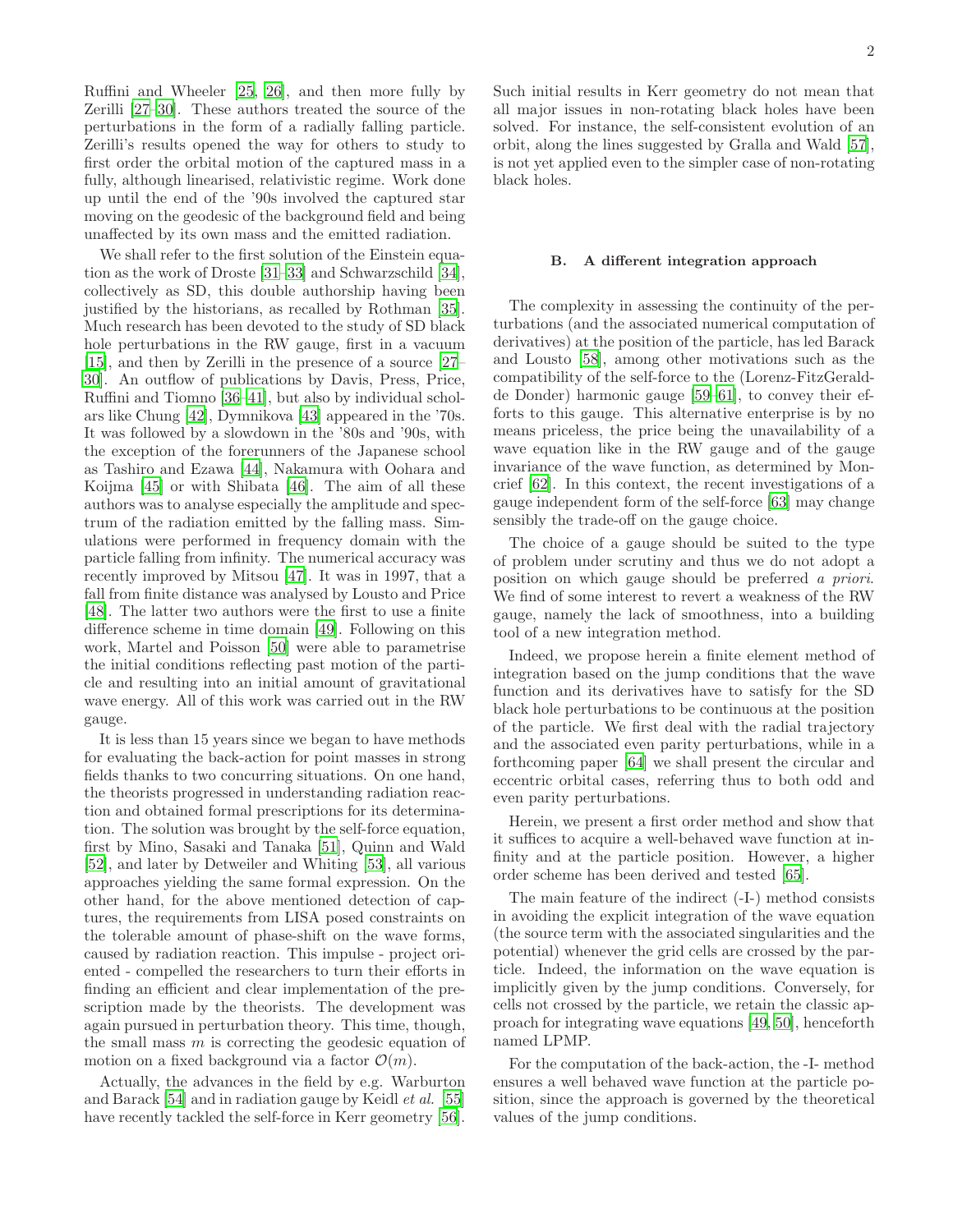Ruffini and Wheeler [25, 26], and then more fully by Zerilli [27–30]. These authors treated the source of the perturbations in the form of a radially falling particle. Zerilli's results opened the way for others to study to first order the orbital motion of the captured mass in a fully, although linearised, relativistic regime. Work done up until the end of the '90s involved the captured star moving on the geodesic of the background field and being unaffected by its own mass and the emitted radiation.

We shall refer to the first solution of the Einstein equation as the work of Droste [31–33] and Schwarzschild [34], collectively as SD, this double authorship having been justified by the historians, as recalled by Rothman [35]. Much research has been devoted to the study of SD black hole perturbations in the RW gauge, first in a vacuum [15], and then by Zerilli in the presence of a source [27–30]. An outflow of publications by Davis, Press, Price, Ruffini and Tiomno [36–41], but also by individual scholars like Chung [42], Dymnikova [43] appeared in the '70s. It was followed by a slowdown in the '80s and '90s, with the exception of the forerunners of the Japanese school as Tashiro and Ezawa [44], Nakamura with Oohara and Koijma [45] or with Shibata [46]. The aim of all these authors was to analyse especially the amplitude and spectrum of the radiation emitted by the falling mass. Simulations were performed in frequency domain with the particle falling from infinity. The numerical accuracy was recently improved by Mitsou [47]. It was in 1997, that a fall from finite distance was analysed by Lousto and Price [48]. The latter two authors were the first to use a finite difference scheme in time domain [49]. Following on this work, Martel and Poisson [50] were able to parametrise the initial conditions reflecting past motion of the particle and resulting into an initial amount of gravitational wave energy. All of this work was carried out in the RW gauge.

It is less than 15 years since we began to have methods for evaluating the back-action for point masses in strong fields thanks to two concurring situations. On one hand, the theorists progressed in understanding radiation reaction and obtained formal prescriptions for its determination. The solution was brought by the self-force equation, first by Mino, Sasaki and Tanaka [51], Quinn and Wald [52], and later by Detweiler and Whiting [53], all various approaches yielding the same formal expression. On the other hand, for the above mentioned detection of captures, the requirements from LISA posed constraints on the tolerable amount of phase-shift on the wave forms, caused by radiation reaction. This impulse - project oriented - compelled the researchers to turn their efforts in finding an efficient and clear implementation of the prescription made by the theorists. The development was again pursued in perturbation theory. This time, though, the small mass $m$ is correcting the geodesic equation of motion on a fixed background via a factor $\mathcal{O}(m)$.

Actually, the advances in the field by e.g. Warburton and Barack [54] and in radiation gauge by Keidl *et al.* [55] have recently tackled the self-force in Kerr geometry [56]. Such initial results in Kerr geometry do not mean that all major issues in non-rotating black holes have been solved. For instance, the self-consistent evolution of an orbit, along the lines suggested by Gralla and Wald [57], is not yet applied even to the simpler case of non-rotating black holes.

### B. A different integration approach

The complexity in assessing the continuity of the perturbations (and the associated numerical computation of derivatives) at the position of the particle, has led Barack and Lousto [58], among other motivations such as the compatibility of the self-force to the (Lorenz-FitzGerald-de Donder) harmonic gauge [59–61], to convey their efforts to this gauge. This alternative enterprise is by no means priceless, the price being the unavailability of a wave equation like in the RW gauge and of the gauge invariance of the wave function, as determined by Moncrief [62]. In this context, the recent investigations of a gauge independent form of the self-force [63] may change sensibly the trade-off on the gauge choice.

The choice of a gauge should be suited to the type of problem under scrutiny and thus we do not adopt a position on which gauge should be preferred *a priori*. We find of some interest to revert a weakness of the RW gauge, namely the lack of smoothness, into a building tool of a new integration method.

Indeed, we propose herein a finite element method of integration based on the jump conditions that the wave function and its derivatives have to satisfy for the SD black hole perturbations to be continuous at the position of the particle. We first deal with the radial trajectory and the associated even parity perturbations, while in a forthcoming paper [64] we shall present the circular and eccentric orbital cases, referring thus to both odd and even parity perturbations.

Herein, we present a first order method and show that it suffices to acquire a well-behaved wave function at infinity and at the particle position. However, a higher order scheme has been derived and tested [65].

The main feature of the indirect (-I-) method consists in avoiding the explicit integration of the wave equation (the source term with the associated singularities and the potential) whenever the grid cells are crossed by the particle. Indeed, the information on the wave equation is implicitly given by the jump conditions. Conversely, for cells not crossed by the particle, we retain the classic approach for integrating wave equations [49, 50], henceforth named LPMP.

For the computation of the back-action, the -I- method ensures a well behaved wave function at the particle position, since the approach is governed by the theoretical values of the jump conditions.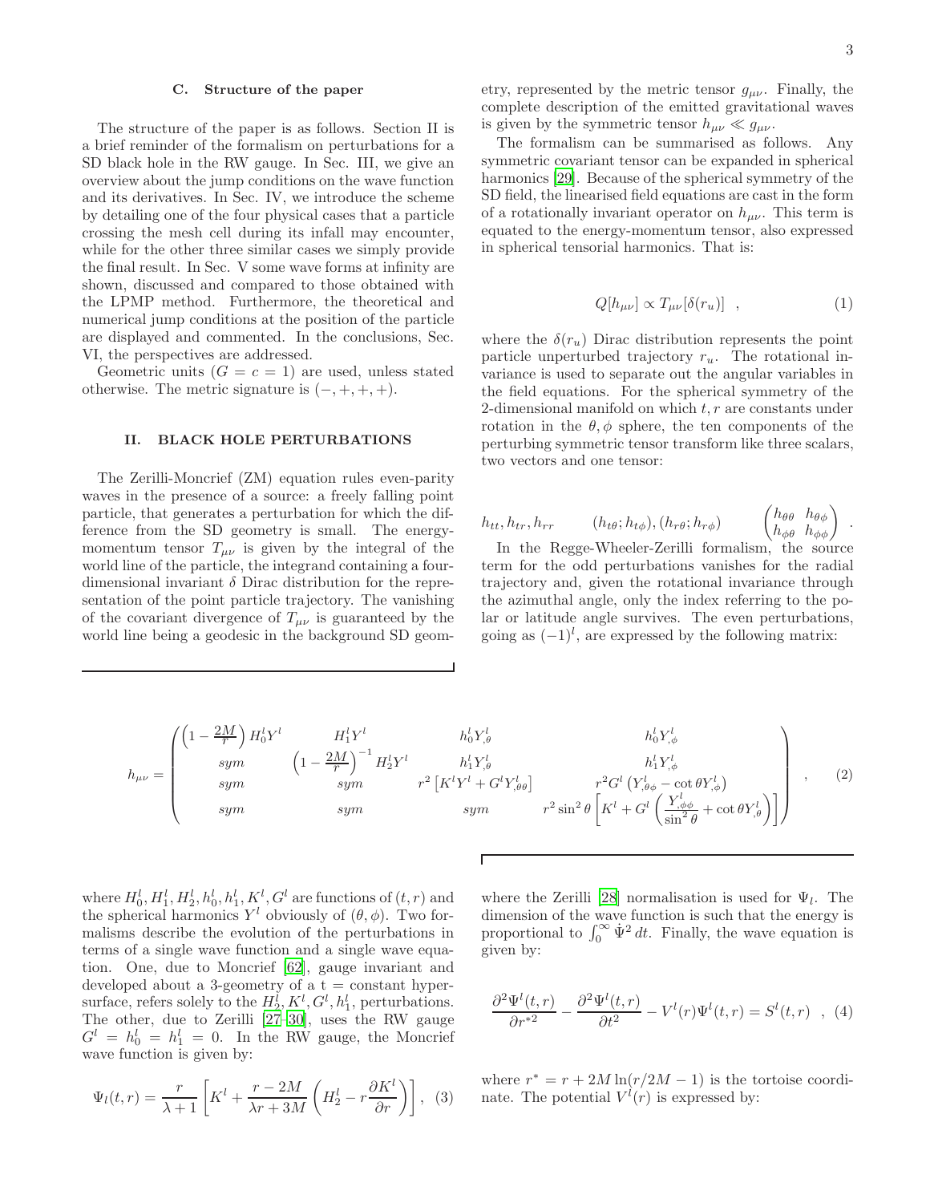### C. Structure of the paper

The structure of the paper is as follows. Section II is a brief reminder of the formalism on perturbations for a SD black hole in the RW gauge. In Sec. III, we give an overview about the jump conditions on the wave function and its derivatives. In Sec. IV, we introduce the scheme by detailing one of the four physical cases that a particle crossing the mesh cell during its infall may encounter, while for the other three similar cases we simply provide the final result. In Sec. V some wave forms at infinity are shown, discussed and compared to those obtained with the LPMP method. Furthermore, the theoretical and numerical jump conditions at the position of the particle are displayed and commented. In the conclusions, Sec. VI, the perspectives are addressed.

Geometric units ($G = c = 1$) are used, unless stated otherwise. The metric signature is $(-,+,+,+)$.

## II. BLACK HOLE PERTURBATIONS

The Zerilli-Moncrief (ZM) equation rules even-parity waves in the presence of a source: a freely falling point particle, that generates a perturbation for which the difference from the SD geometry is small. The energy-momentum tensor $T_{\mu\nu}$ is given by the integral of the world line of the particle, the integrand containing a four-dimensional invariant $\delta$ Dirac distribution for the representation of the point particle trajectory. The vanishing of the covariant divergence of $T_{\mu\nu}$ is guaranteed by the world line being a geodesic in the background SD geometry, represented by the metric tensor $g_{\mu\nu}$. Finally, the complete description of the emitted gravitational waves is given by the symmetric tensor $h_{\mu\nu} \ll g_{\mu\nu}$.

The formalism can be summarised as follows. Any symmetric covariant tensor can be expanded in spherical harmonics [29]. Because of the spherical symmetry of the SD field, the linearised field equations are cast in the form of a rotationally invariant operator on $h_{\mu\nu}$. This term is equated to the energy-momentum tensor, also expressed in spherical tensorial harmonics. That is:

$$Q[h_{\mu\nu}] \propto T_{\mu\nu}[\delta(r_u)] \quad , \tag{1}$$

where the $\delta(r_u)$ Dirac distribution represents the point particle unperturbed trajectory $r_u$. The rotational invariance is used to separate out the angular variables in the field equations. For the spherical symmetry of the 2-dimensional manifold on which $t, r$ are constants under rotation in the $\theta, \phi$ sphere, the ten components of the perturbing symmetric tensor transform like three scalars, two vectors and one tensor:

$$h_{tt}, h_{tr}, h_{rr} \qquad (h_{t\theta}; h_{t\phi}), (h_{r\theta}; h_{r\phi}) \qquad \begin{pmatrix} h_{\theta\theta} & h_{\theta\phi} \\ h_{\phi\theta} & h_{\phi\phi} \end{pmatrix} \ .$$

In the Regge-Wheeler-Zerilli formalism, the source term for the odd perturbations vanishes for the radial trajectory and, given the rotational invariance through the azimuthal angle, only the index referring to the polar or latitude angle survives. The even perturbations, going as $(-1)^l$, are expressed by the following matrix:

$$h_{\mu\nu} = \begin{pmatrix} \left(1 - \frac{2M}{r}\right) H_0^l Y^l & H_1^l Y^l & h_0^l Y^l_{,\theta} & h_0^l Y^l_{,\phi} \\ sym & \left(1 - \frac{2M}{r}\right)^{-1} H_2^l Y^l & h_1^l Y^l_{,\theta} & h_1^l Y^l_{,\phi} \\ sym & sym & r^2\left[K^l Y^l + G^l Y^l_{,\theta\theta}\right] & r^2 G^l \left(Y^l_{,\theta\phi} - \cot\theta Y^l_{,\phi}\right) \\ sym & sym & sym & r^2 \sin^2\theta \left[K^l + G^l\left(\dfrac{Y^l_{,\phi\phi}}{\sin^2\theta} + \cot\theta Y^l_{,\theta}\right)\right] \end{pmatrix} , \tag{2}$$

where $H_0^l, H_1^l, H_2^l, h_0^l, h_1^l, K^l, G^l$ are functions of $(t, r)$ and the spherical harmonics $Y^l$ obviously of $(\theta, \phi)$. Two formalisms describe the evolution of the perturbations in terms of a single wave function and a single wave equation. One, due to Moncrief [62], gauge invariant and developed about a 3-geometry of a t = constant hypersurface, refers solely to the $H_2^l, K^l, G^l, h_1^l$, perturbations. The other, due to Zerilli [27–30], uses the RW gauge $G^l = h_0^l = h_1^l = 0$. In the RW gauge, the Moncrief wave function is given by:

$$\Psi_l(t, r) = \frac{r}{\lambda + 1}\left[K^l + \frac{r - 2M}{\lambda r + 3M}\left(H_2^l - r\frac{\partial K^l}{\partial r}\right)\right], \tag{3}$$

where the Zerilli [28] normalisation is used for $\Psi_l$. The dimension of the wave function is such that the energy is proportional to $\int_0^\infty \dot{\Psi}^2\, dt$. Finally, the wave equation is given by:

$$\frac{\partial^2 \Psi^l(t, r)}{\partial r^{*2}} - \frac{\partial^2 \Psi^l(t, r)}{\partial t^2} - V^l(r)\Psi^l(t, r) = S^l(t, r) \quad , \tag{4}$$

where $r^* = r + 2M \ln(r/2M - 1)$ is the tortoise coordinate. The potential $V^l(r)$ is expressed by: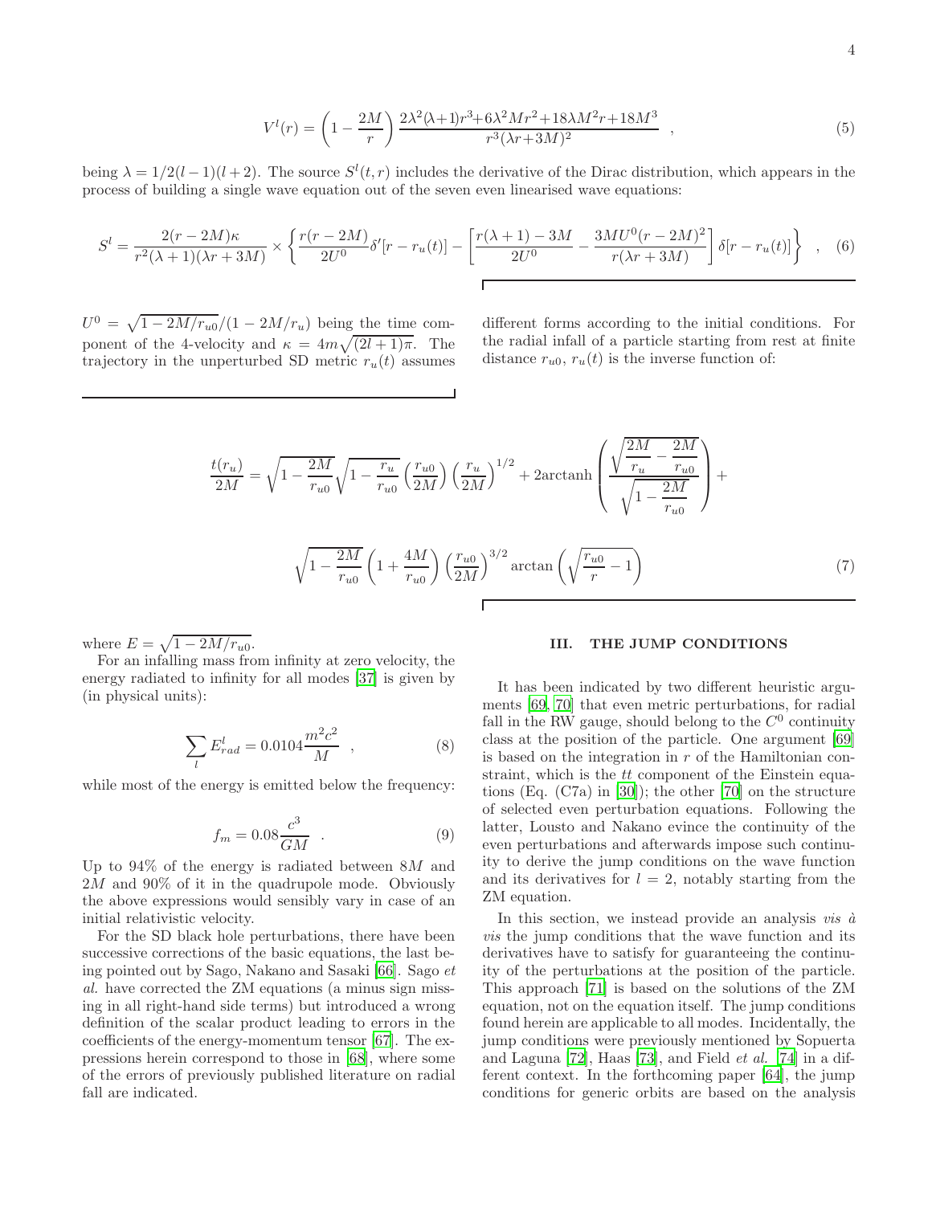$$V^l(r) = \left(1 - \frac{2M}{r}\right) \frac{2\lambda^2(\lambda+1)r^3 + 6\lambda^2 M r^2 + 18\lambda M^2 r + 18M^3}{r^3(\lambda r + 3M)^2} \quad , \tag{5}$$

being $\lambda = 1/2(l-1)(l+2)$. The source $S^l(t,r)$ includes the derivative of the Dirac distribution, which appears in the process of building a single wave equation out of the seven even linearised wave equations:

$$S^l = \frac{2(r-2M)\kappa}{r^2(\lambda+1)(\lambda r + 3M)} \times \left\{ \frac{r(r-2M)}{2U^0}\delta'[r - r_u(t)] - \left[\frac{r(\lambda+1) - 3M}{2U^0} - \frac{3MU^0(r-2M)^2}{r(\lambda r + 3M)}\right]\delta[r - r_u(t)] \right\} \quad , \tag{6}$$

$U^0 = \sqrt{1 - 2M/r_{u0}}/(1 - 2M/r_u)$ being the time component of the 4-velocity and $\kappa = 4m\sqrt{(2l+1)\pi}$. The trajectory in the unperturbed SD metric $r_u(t)$ assumes different forms according to the initial conditions. For the radial infall of a particle starting from rest at finite distance $r_{u0}$, $r_u(t)$ is the inverse function of:

$$\frac{t(r_u)}{2M} = \sqrt{1 - \frac{2M}{r_{u0}}}\sqrt{1 - \frac{r_u}{r_{u0}}}\left(\frac{r_{u0}}{2M}\right)\left(\frac{r_u}{2M}\right)^{1/2} + 2\text{arctanh}\left(\frac{\sqrt{\dfrac{2M}{r_u} - \dfrac{2M}{r_{u0}}}}{\sqrt{1 - \dfrac{2M}{r_{u0}}}}\right) +$$

$$\sqrt{1 - \frac{2M}{r_{u0}}}\left(1 + \frac{4M}{r_{u0}}\right)\left(\frac{r_{u0}}{2M}\right)^{3/2}\arctan\left(\sqrt{\frac{r_{u0}}{r} - 1}\right) \tag{7}$$

where $E = \sqrt{1 - 2M/r_{u0}}$.

For an infalling mass from infinity at zero velocity, the energy radiated to infinity for all modes [37] is given by (in physical units):

$$\sum_l E^l_{rad} = 0.0104\frac{m^2c^2}{M} \quad , \tag{8}$$

while most of the energy is emitted below the frequency:

$$f_m = 0.08\frac{c^3}{GM} \quad . \tag{9}$$

Up to 94% of the energy is radiated between $8M$ and $2M$ and 90% of it in the quadrupole mode. Obviously the above expressions would sensibly vary in case of an initial relativistic velocity.

For the SD black hole perturbations, there have been successive corrections of the basic equations, the last being pointed out by Sago, Nakano and Sasaki [66]. Sago *et al.* have corrected the ZM equations (a minus sign missing in all right-hand side terms) but introduced a wrong definition of the scalar product leading to errors in the coefficients of the energy-momentum tensor [67]. The expressions herein correspond to those in [68], where some of the errors of previously published literature on radial fall are indicated.

## III. THE JUMP CONDITIONS

It has been indicated by two different heuristic arguments [69, 70] that even metric perturbations, for radial fall in the RW gauge, should belong to the $C^0$ continuity class at the position of the particle. One argument [69] is based on the integration in $r$ of the Hamiltonian constraint, which is the $tt$ component of the Einstein equations (Eq. (C7a) in [30]); the other [70] on the structure of selected even perturbation equations. Following the latter, Lousto and Nakano evince the continuity of the even perturbations and afterwards impose such continuity to derive the jump conditions on the wave function and its derivatives for $l = 2$, notably starting from the ZM equation.

In this section, we instead provide an analysis *vis à vis* the jump conditions that the wave function and its derivatives have to satisfy for guaranteeing the continuity of the perturbations at the position of the particle. This approach [71] is based on the solutions of the ZM equation, not on the equation itself. The jump conditions found herein are applicable to all modes. Incidentally, the jump conditions were previously mentioned by Sopuerta and Laguna [72], Haas [73], and Field *et al.* [74] in a different context. In the forthcoming paper [64], the jump conditions for generic orbits are based on the analysis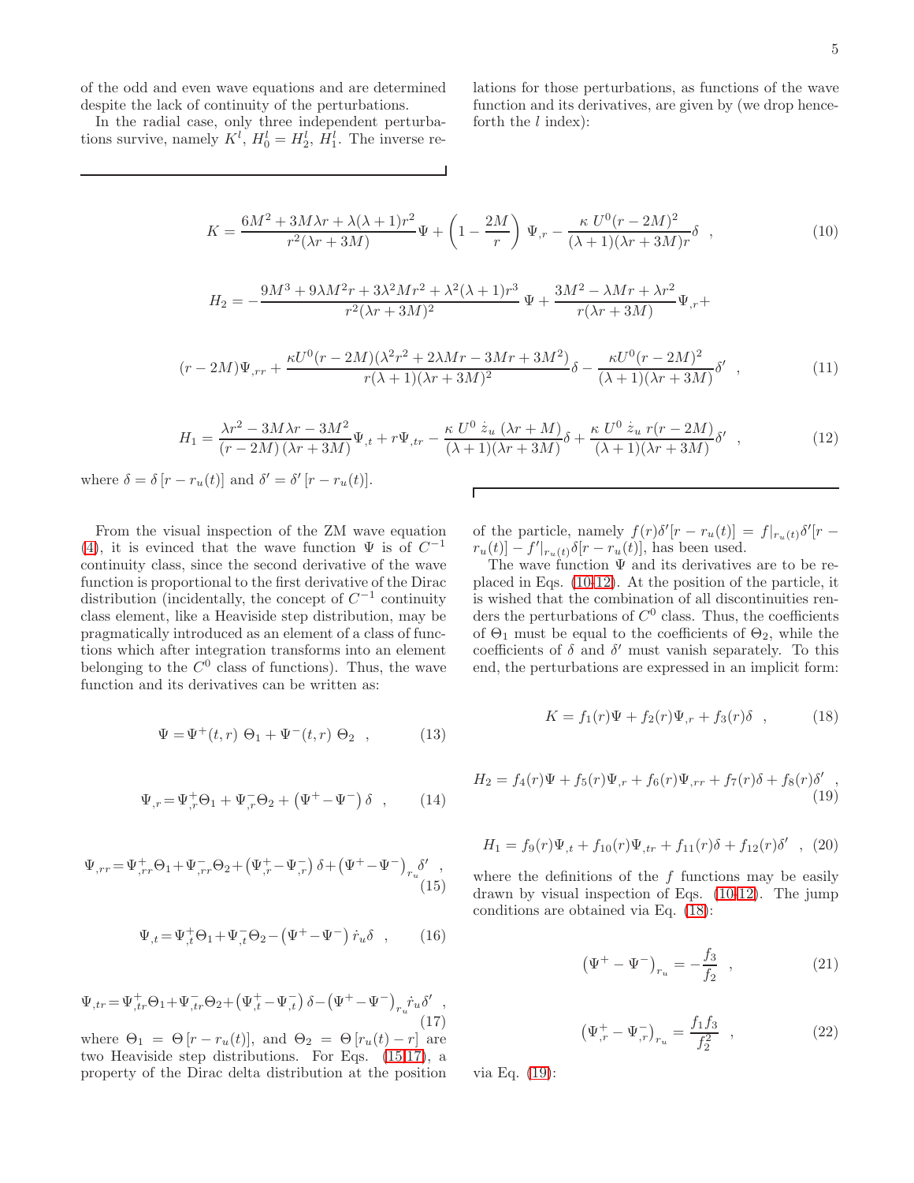of the odd and even wave equations and are determined despite the lack of continuity of the perturbations.

In the radial case, only three independent perturbations survive, namely $K^l$, $H_0^l = H_2^l$, $H_1^l$. The inverse relations for those perturbations, as functions of the wave function and its derivatives, are given by (we drop henceforth the $l$ index):

$$
K = \frac{6M^2 + 3M\lambda r + \lambda(\lambda+1)r^2}{r^2(\lambda r + 3M)}\Psi + \left(1 - \frac{2M}{r}\right)\Psi_{,r} - \frac{\kappa\, U^0 (r-2M)^2}{(\lambda+1)(\lambda r + 3M)r}\delta \ \ , \tag{10}
$$

$$
H_2 = -\frac{9M^3 + 9\lambda M^2 r + 3\lambda^2 M r^2 + \lambda^2(\lambda+1)r^3}{r^2(\lambda r + 3M)^2}\Psi + \frac{3M^2 - \lambda M r + \lambda r^2}{r(\lambda r + 3M)}\Psi_{,r} +
$$

$$
(r-2M)\Psi_{,rr} + \frac{\kappa U^0 (r-2M)(\lambda^2 r^2 + 2\lambda M r - 3Mr + 3M^2)}{r(\lambda+1)(\lambda r + 3M)^2}\delta - \frac{\kappa U^0 (r-2M)^2}{(\lambda+1)(\lambda r + 3M)}\delta' \ \ , \tag{11}
$$

$$
H_1 = \frac{\lambda r^2 - 3M\lambda r - 3M^2}{(r-2M)\,(\lambda r + 3M)}\Psi_{,t} + r\Psi_{,tr} - \frac{\kappa\, U^0\, \dot{z}_u\, (\lambda r + M)}{(\lambda+1)(\lambda r + 3M)}\delta + \frac{\kappa\, U^0\, \dot{z}_u\, r(r-2M)}{(\lambda+1)(\lambda r + 3M)}\delta' \ \ , \tag{12}
$$

where $\delta = \delta\left[r - r_u(t)\right]$ and $\delta' = \delta'\left[r - r_u(t)\right]$.

From the visual inspection of the ZM wave equation (4), it is evinced that the wave function $\Psi$ is of $C^{-1}$ continuity class, since the second derivative of the wave function is proportional to the first derivative of the Dirac distribution (incidentally, the concept of $C^{-1}$ continuity class element, like a Heaviside step distribution, may be pragmatically introduced as an element of a class of functions which after integration transforms into an element belonging to the $C^0$ class of functions). Thus, the wave function and its derivatives can be written as:

$$
\Psi = \Psi^+(t,r)\ \Theta_1 + \Psi^-(t,r)\ \Theta_2 \ \ , \tag{13}
$$

$$
\Psi_{,r} = \Psi^+_{,r}\Theta_1 + \Psi^-_{,r}\Theta_2 + \left(\Psi^+ - \Psi^-\right)\delta \ \ , \tag{14}
$$

$$
\Psi_{,rr} = \Psi^+_{,rr}\Theta_1 + \Psi^-_{,rr}\Theta_2 + \left(\Psi^+_{,r} - \Psi^-_{,r}\right)\delta + \left(\Psi^+ - \Psi^-\right)_{r_u}\delta' \ \ , \tag{15}
$$

$$
\Psi_{,t} = \Psi^+_{,t}\Theta_1 + \Psi^-_{,t}\Theta_2 - \left(\Psi^+ - \Psi^-\right)\dot{r}_u\delta \ \ , \tag{16}
$$

$$
\Psi_{,tr} = \Psi^+_{,tr}\Theta_1 + \Psi^-_{,tr}\Theta_2 + \left(\Psi^+_{,t} - \Psi^-_{,t}\right)\delta - \left(\Psi^+ - \Psi^-\right)_{r_u}\dot{r}_u\delta' \ \ , \tag{17}
$$

where $\Theta_1 = \Theta\left[r - r_u(t)\right]$, and $\Theta_2 = \Theta\left[r_u(t) - r\right]$ are two Heaviside step distributions. For Eqs. (15-17), a property of the Dirac delta distribution at the position of the particle, namely $f(r)\delta'[r - r_u(t)] = f|_{r_u(t)}\delta'[r - r_u(t)] - f'|_{r_u(t)}\delta[r - r_u(t)]$, has been used.

The wave function $\Psi$ and its derivatives are to be replaced in Eqs. (10-12). At the position of the particle, it is wished that the combination of all discontinuities renders the perturbations of $C^0$ class. Thus, the coefficients of $\Theta_1$ must be equal to the coefficients of $\Theta_2$, while the coefficients of $\delta$ and $\delta'$ must vanish separately. To this end, the perturbations are expressed in an implicit form:

$$
K = f_1(r)\Psi + f_2(r)\Psi_{,r} + f_3(r)\delta \ \ , \tag{18}
$$

$$
H_2 = f_4(r)\Psi + f_5(r)\Psi_{,r} + f_6(r)\Psi_{,rr} + f_7(r)\delta + f_8(r)\delta' \ \ , \tag{19}
$$

$$
H_1 = f_9(r)\Psi_{,t} + f_{10}(r)\Psi_{,tr} + f_{11}(r)\delta + f_{12}(r)\delta' \ \ , \tag{20}
$$

where the definitions of the $f$ functions may be easily drawn by visual inspection of Eqs. (10-12). The jump conditions are obtained via Eq. (18):

$$
\left(\Psi^+ - \Psi^-\right)_{r_u} = -\frac{f_3}{f_2} \ \ , \tag{21}
$$

$$
\left(\Psi^+_{,r} - \Psi^-_{,r}\right)_{r_u} = \frac{f_1 f_3}{f_2^2} \ \ , \tag{22}
$$

via Eq. (19):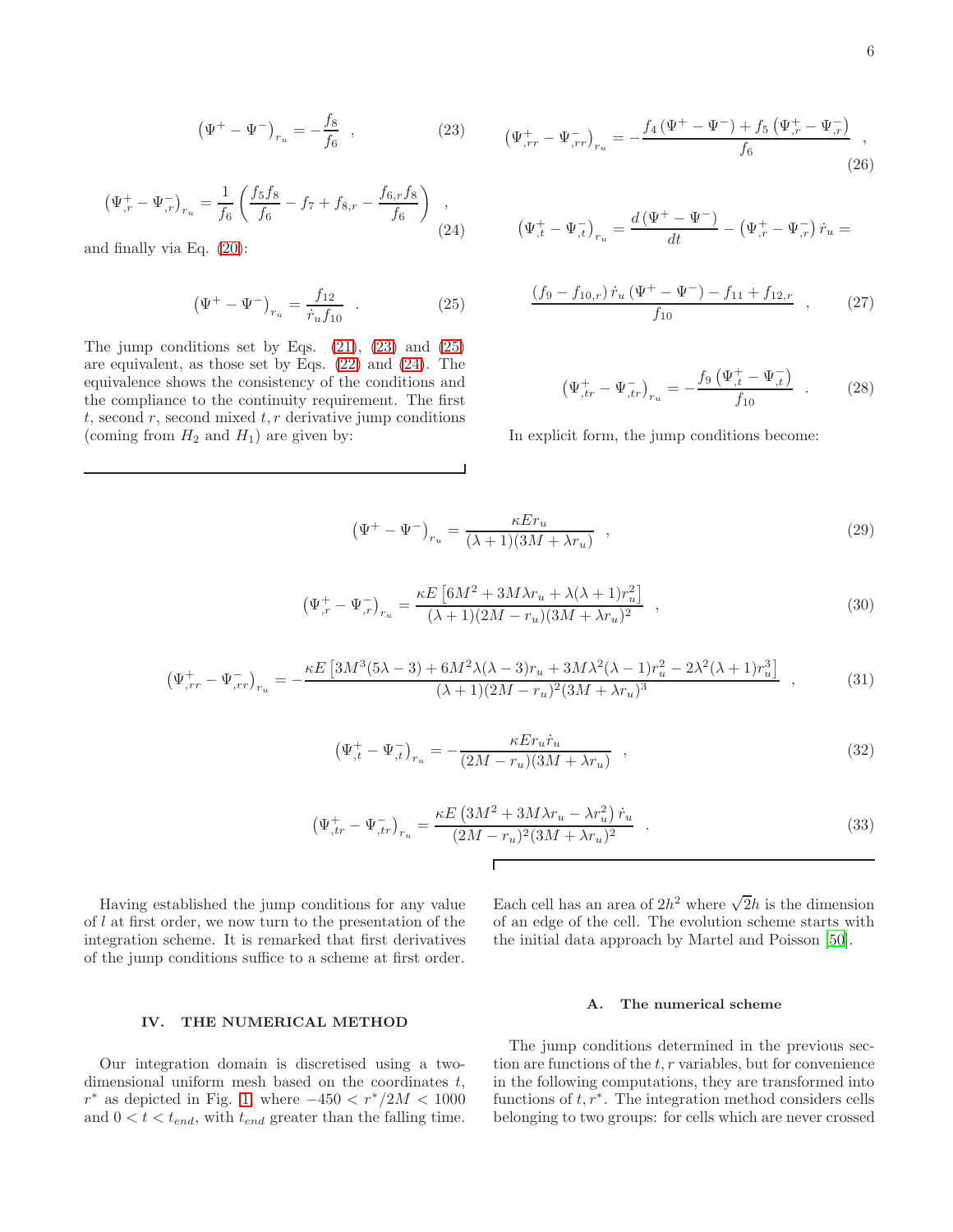$$\left(\Psi^{+}-\Psi^{-}\right)_{r_u}=-\frac{f_8}{f_6} \quad , \tag{23}$$

$$\left(\Psi^{+}_{,r}-\Psi^{-}_{,r}\right)_{r_u}=\frac{1}{f_6}\left(\frac{f_5 f_8}{f_6}-f_7+f_{8,r}-\frac{f_{6,r}f_8}{f_6}\right) \quad , \tag{24}$$

and finally via Eq. (20):

$$\left(\Psi^{+}-\Psi^{-}\right)_{r_u}=\frac{f_{12}}{\dot{r}_u f_{10}} \quad . \tag{25}$$

The jump conditions set by Eqs. (21), (23) and (25) are equivalent, as those set by Eqs. (22) and (24). The equivalence shows the consistency of the conditions and the compliance to the continuity requirement. The first $t$, second $r$, second mixed $t,r$ derivative jump conditions (coming from $H_2$ and $H_1$) are given by:

$$\left(\Psi^{+}_{,rr}-\Psi^{-}_{,rr}\right)_{r_u}=-\frac{f_4\left(\Psi^{+}-\Psi^{-}\right)+f_5\left(\Psi^{+}_{,r}-\Psi^{-}_{,r}\right)}{f_6} \quad , \tag{26}$$

$$\left(\Psi^{+}_{,t}-\Psi^{-}_{,t}\right)_{r_u}=\frac{d\left(\Psi^{+}-\Psi^{-}\right)}{dt}-\left(\Psi^{+}_{,r}-\Psi^{-}_{,r}\right)\dot{r}_u=$$

$$\frac{\left(f_9-f_{10,r}\right)\dot{r}_u\left(\Psi^{+}-\Psi^{-}\right)-f_{11}+f_{12,r}}{f_{10}} \quad , \tag{27}$$

$$\left(\Psi^{+}_{,tr}-\Psi^{-}_{,tr}\right)_{r_u}=-\frac{f_9\left(\Psi^{+}_{,t}-\Psi^{-}_{,t}\right)}{f_{10}} \quad . \tag{28}$$

In explicit form, the jump conditions become:

$$\left(\Psi^{+}-\Psi^{-}\right)_{r_u}=\frac{\kappa E r_u}{(\lambda+1)(3M+\lambda r_u)} \quad , \tag{29}$$

$$\left(\Psi^{+}_{,r}-\Psi^{-}_{,r}\right)_{r_u}=\frac{\kappa E\left[6M^2+3M\lambda r_u+\lambda(\lambda+1)r_u^2\right]}{(\lambda+1)(2M-r_u)(3M+\lambda r_u)^2} \quad , \tag{30}$$

$$\left(\Psi^{+}_{,rr}-\Psi^{-}_{,rr}\right)_{r_u}=-\frac{\kappa E\left[3M^3(5\lambda-3)+6M^2\lambda(\lambda-3)r_u+3M\lambda^2(\lambda-1)r_u^2-2\lambda^2(\lambda+1)r_u^3\right]}{(\lambda+1)(2M-r_u)^2(3M+\lambda r_u)^3} \quad , \tag{31}$$

$$\left(\Psi^{+}_{,t}-\Psi^{-}_{,t}\right)_{r_u}=-\frac{\kappa E r_u\dot{r}_u}{(2M-r_u)(3M+\lambda r_u)} \quad , \tag{32}$$

$$\left(\Psi^{+}_{,tr}-\Psi^{-}_{,tr}\right)_{r_u}=\frac{\kappa E\left(3M^2+3M\lambda r_u-\lambda r_u^2\right)\dot{r}_u}{(2M-r_u)^2(3M+\lambda r_u)^2} \quad . \tag{33}$$

Having established the jump conditions for any value of $l$ at first order, we now turn to the presentation of the integration scheme. It is remarked that first derivatives of the jump conditions suffice to a scheme at first order.

## IV. THE NUMERICAL METHOD

Our integration domain is discretised using a two-dimensional uniform mesh based on the coordinates $t$, $r^*$ as depicted in Fig. 1, where $-450 < r^*/2M < 1000$ and $0 < t < t_{end}$, with $t_{end}$ greater than the falling time. Each cell has an area of $2h^2$ where $\sqrt{2}h$ is the dimension of an edge of the cell. The evolution scheme starts with the initial data approach by Martel and Poisson [50].

### A. The numerical scheme

The jump conditions determined in the previous section are functions of the $t,r$ variables, but for convenience in the following computations, they are transformed into functions of $t,r^*$. The integration method considers cells belonging to two groups: for cells which are never crossed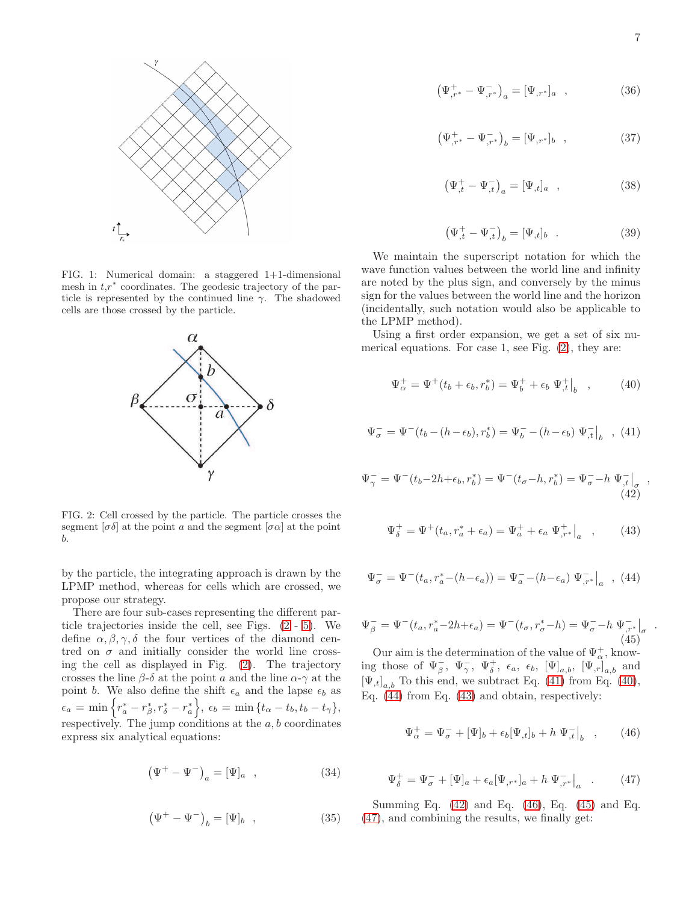FIG. 1: Numerical domain: a staggered 1+1-dimensional mesh in $t$,$r^*$ coordinates. The geodesic trajectory of the particle is represented by the continued line $\gamma$. The shadowed cells are those crossed by the particle.

FIG. 2: Cell crossed by the particle. The particle crosses the segment $[\sigma\delta]$ at the point $a$ and the segment $[\sigma\alpha]$ at the point $b$.

by the particle, the integrating approach is drawn by the LPMP method, whereas for cells which are crossed, we propose our strategy.

There are four sub-cases representing the different particle trajectories inside the cell, see Figs. (2 - 5). We define $\alpha, \beta, \gamma, \delta$ the four vertices of the diamond centred on $\sigma$ and initially consider the world line crossing the cell as displayed in Fig. (2). The trajectory crosses the line $\beta$-$\delta$ at the point $a$ and the line $\alpha$-$\gamma$ at the point $b$. We also define the shift $\epsilon_a$ and the lapse $\epsilon_b$ as $\epsilon_a = \min\left\{r^*_a - r^*_\beta, r^*_\delta - r^*_a\right\}$, $\epsilon_b = \min\left\{t_\alpha - t_b, t_b - t_\gamma\right\}$, respectively. The jump conditions at the $a, b$ coordinates express six analytical equations:

$$\left(\Psi^+ - \Psi^-\right)_a = [\Psi]_a \quad , \tag{34}$$

$$\left(\Psi^+ - \Psi^-\right)_b = [\Psi]_b \quad , \tag{35}$$

$$\left(\Psi^+_{,r^*} - \Psi^-_{,r^*}\right)_a = [\Psi_{,r^*}]_a \quad , \tag{36}$$

$$\left(\Psi^+_{,r^*} - \Psi^-_{,r^*}\right)_b = [\Psi_{,r^*}]_b \quad , \tag{37}$$

$$\left(\Psi^+_{,t} - \Psi^-_{,t}\right)_a = [\Psi_{,t}]_a \quad , \tag{38}$$

$$\left(\Psi^+_{,t} - \Psi^-_{,t}\right)_b = [\Psi_{,t}]_b \quad . \tag{39}$$

We maintain the superscript notation for which the wave function values between the world line and infinity are noted by the plus sign, and conversely by the minus sign for the values between the world line and the horizon (incidentally, such notation would also be applicable to the LPMP method).

Using a first order expansion, we get a set of six numerical equations. For case 1, see Fig. (2), they are:

$$\Psi^+_\alpha = \Psi^+(t_b + \epsilon_b, r^*_b) = \Psi^+_b + \epsilon_b \left.\Psi^+_{,t}\right|_b \quad , \tag{40}$$

$$\Psi^-_\sigma = \Psi^-(t_b - (h - \epsilon_b), r^*_b) = \Psi^-_b - (h - \epsilon_b) \left.\Psi^-_{,t}\right|_b \quad , \tag{41}$$

$$\Psi^-_\gamma = \Psi^-(t_b - 2h + \epsilon_b, r^*_b) = \Psi^-(t_\sigma - h, r^*_b) = \Psi^-_\sigma - h \left.\Psi^-_{,t}\right|_\sigma \quad , \tag{42}$$

$$\Psi^+_\delta = \Psi^+(t_a, r^*_a + \epsilon_a) = \Psi^+_a + \epsilon_a \left.\Psi^+_{,r^*}\right|_a \quad , \tag{43}$$

$$\Psi^-_\sigma = \Psi^-(t_a, r^*_a - (h - \epsilon_a)) = \Psi^-_a - (h - \epsilon_a) \left.\Psi^-_{,r^*}\right|_a \quad , \tag{44}$$

$$\Psi^-_\beta = \Psi^-(t_a, r^*_a - 2h + \epsilon_a) = \Psi^-(t_\sigma, r^*_\sigma - h) = \Psi^-_\sigma - h \left.\Psi^-_{,r^*}\right|_\sigma \quad . \tag{45}$$

Our aim is the determination of the value of $\Psi^+_\alpha$, knowing those of $\Psi^-_\beta$, $\Psi^-_\gamma$, $\Psi^+_\delta$, $\epsilon_a$, $\epsilon_b$, $[\Psi]_{a,b}$, $[\Psi_{,r}]_{a,b}$ and $[\Psi_{,t}]_{a,b}$ To this end, we subtract Eq. (41) from Eq. (40), Eq. (44) from Eq. (43) and obtain, respectively:

$$\Psi^+_\alpha = \Psi^-_\sigma + [\Psi]_b + \epsilon_b[\Psi_{,t}]_b + h \left.\Psi^-_{,t}\right|_b \quad , \tag{46}$$

$$\Psi^+_\delta = \Psi^-_\sigma + [\Psi]_a + \epsilon_a[\Psi_{,r^*}]_a + h \left.\Psi^-_{,r^*}\right|_a \quad . \tag{47}$$

Summing Eq. (42) and Eq. (46), Eq. (45) and Eq. (47), and combining the results, we finally get: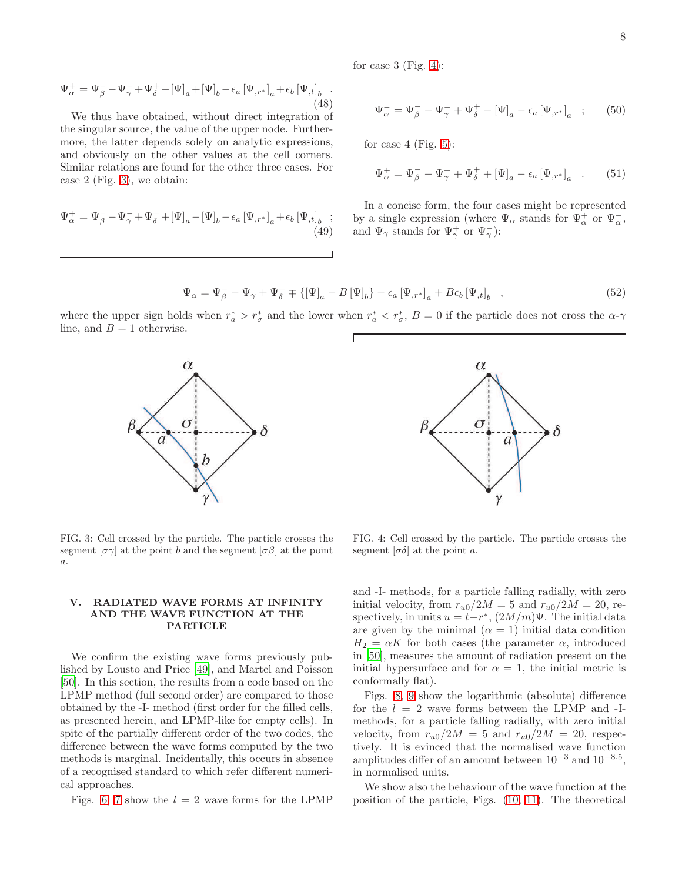$$\Psi^+_\alpha = \Psi^-_\beta - \Psi^-_\gamma + \Psi^+_\delta - [\Psi]_a + [\Psi]_b - \epsilon_a [\Psi_{,r^*}]_a + \epsilon_b [\Psi_{,t}]_b \quad . \tag{48}$$

We thus have obtained, without direct integration of the singular source, the value of the upper node. Furthermore, the latter depends solely on analytic expressions, and obviously on the other values at the cell corners. Similar relations are found for the other three cases. For case 2 (Fig. 3), we obtain:

$$\Psi^+_\alpha = \Psi^-_\beta - \Psi^-_\gamma + \Psi^+_\delta + [\Psi]_a - [\Psi]_b - \epsilon_a [\Psi_{,r^*}]_a + \epsilon_b [\Psi_{,t}]_b \quad ; \tag{49}$$

for case 3 (Fig. 4):

$$\Psi^-_\alpha = \Psi^-_\beta - \Psi^-_\gamma + \Psi^+_\delta - [\Psi]_a - \epsilon_a [\Psi_{,r^*}]_a \quad ; \tag{50}$$

for case 4 (Fig. 5):

$$\Psi^+_\alpha = \Psi^-_\beta - \Psi^+_\gamma + \Psi^+_\delta + [\Psi]_a - \epsilon_a [\Psi_{,r^*}]_a \quad . \tag{51}$$

In a concise form, the four cases might be represented by a single expression (where $\Psi_\alpha$ stands for $\Psi^+_\alpha$ or $\Psi^-_\alpha$, and $\Psi_\gamma$ stands for $\Psi^+_\gamma$ or $\Psi^-_\gamma$):

$$\Psi_\alpha = \Psi^-_\beta - \Psi_\gamma + \Psi^+_\delta \mp \{[\Psi]_a - B [\Psi]_b\} - \epsilon_a [\Psi_{,r^*}]_a + B\epsilon_b [\Psi_{,t}]_b \quad , \tag{52}$$

where the upper sign holds when $r^*_a > r^*_\sigma$ and the lower when $r^*_a < r^*_\sigma$, $B = 0$ if the particle does not cross the $\alpha$-$\gamma$ line, and $B = 1$ otherwise.

FIG. 3: Cell crossed by the particle. The particle crosses the segment $[\sigma\gamma]$ at the point $b$ and the segment $[\sigma\beta]$ at the point $a$.

FIG. 4: Cell crossed by the particle. The particle crosses the segment $[\sigma\delta]$ at the point $a$.

## V. RADIATED WAVE FORMS AT INFINITY AND THE WAVE FUNCTION AT THE PARTICLE

We confirm the existing wave forms previously published by Lousto and Price [49], and Martel and Poisson [50]. In this section, the results from a code based on the LPMP method (full second order) are compared to those obtained by the -I- method (first order for the filled cells, as presented herein, and LPMP-like for empty cells). In spite of the partially different order of the two codes, the difference between the wave forms computed by the two methods is marginal. Incidentally, this occurs in absence of a recognised standard to which refer different numerical approaches.

Figs. 6, 7 show the $l = 2$ wave forms for the LPMP and -I- methods, for a particle falling radially, with zero initial velocity, from $r_{u0}/2M = 5$ and $r_{u0}/2M = 20$, respectively, in units $u = t - r^*$, $(2M/m)\Psi$. The initial data are given by the minimal ($\alpha = 1$) initial data condition $H_2 = \alpha K$ for both cases (the parameter $\alpha$, introduced in [50], measures the amount of radiation present on the initial hypersurface and for $\alpha = 1$, the initial metric is conformally flat).

Figs. 8, 9 show the logarithmic (absolute) difference for the $l = 2$ wave forms between the LPMP and -I- methods, for a particle falling radially, with zero initial velocity, from $r_{u0}/2M = 5$ and $r_{u0}/2M = 20$, respectively. It is evinced that the normalised wave function amplitudes differ of an amount between $10^{-3}$ and $10^{-8.5}$, in normalised units.

We show also the behaviour of the wave function at the position of the particle, Figs. (10, 11). The theoretical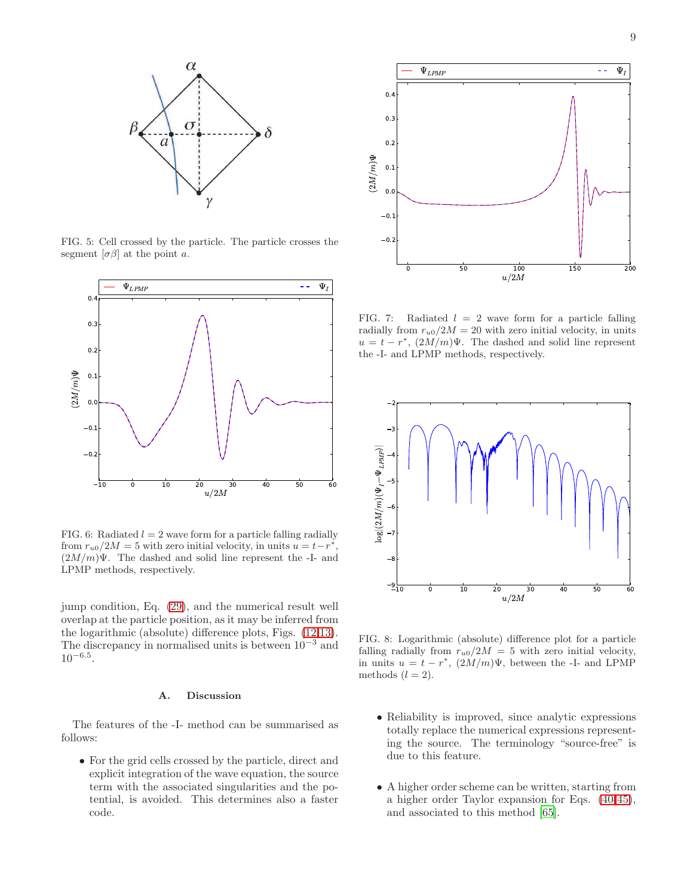FIG. 5: Cell crossed by the particle. The particle crosses the segment $[\sigma\beta]$ at the point $a$.

FIG. 6: Radiated $l = 2$ wave form for a particle falling radially from $r_{u0}/2M = 5$ with zero initial velocity, in units $u = t - r^*$, $(2M/m)\Psi$. The dashed and solid line represent the -I- and LPMP methods, respectively.

jump condition, Eq. (29), and the numerical result well overlap at the particle position, as it may be inferred from the logarithmic (absolute) difference plots, Figs. (12,13). The discrepancy in normalised units is between $10^{-3}$ and $10^{-6.5}$.

### A. Discussion

The features of the -I- method can be summarised as follows:

- For the grid cells crossed by the particle, direct and explicit integration of the wave equation, the source term with the associated singularities and the potential, is avoided. This determines also a faster code.

FIG. 7: Radiated $l = 2$ wave form for a particle falling radially from $r_{u0}/2M = 20$ with zero initial velocity, in units $u = t - r^*$, $(2M/m)\Psi$. The dashed and solid line represent the -I- and LPMP methods, respectively.

FIG. 8: Logarithmic (absolute) difference plot for a particle falling radially from $r_{u0}/2M = 5$ with zero initial velocity, in units $u = t - r^*$, $(2M/m)\Psi$, between the -I- and LPMP methods ($l = 2$).

- Reliability is improved, since analytic expressions totally replace the numerical expressions representing the source. The terminology "source-free" is due to this feature.

- A higher order scheme can be written, starting from a higher order Taylor expansion for Eqs. (40-45), and associated to this method [65].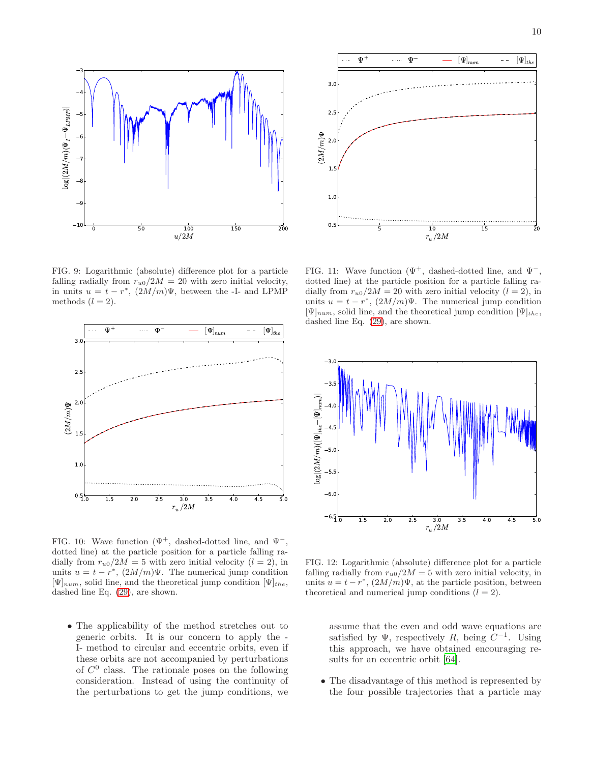FIG. 9: Logarithmic (absolute) difference plot for a particle falling radially from $r_{u0}/2M = 20$ with zero initial velocity, in units $u = t - r^*$, $(2M/m)\Psi$, between the -I- and LPMP methods ($l = 2$).

FIG. 10: Wave function ($\Psi^+$, dashed-dotted line, and $\Psi^-$, dotted line) at the particle position for a particle falling radially from $r_{u0}/2M = 5$ with zero initial velocity ($l = 2$), in units $u = t - r^*$, $(2M/m)\Psi$. The numerical jump condition $[\Psi]_{num}$, solid line, and the theoretical jump condition $[\Psi]_{the}$, dashed line Eq. (29), are shown.

FIG. 11: Wave function ($\Psi^+$, dashed-dotted line, and $\Psi^-$, dotted line) at the particle position for a particle falling radially from $r_{u0}/2M = 20$ with zero initial velocity ($l = 2$), in units $u = t - r^*$, $(2M/m)\Psi$. The numerical jump condition $[\Psi]_{num}$, solid line, and the theoretical jump condition $[\Psi]_{the}$, dashed line Eq. (29), are shown.

FIG. 12: Logarithmic (absolute) difference plot for a particle falling radially from $r_{u0}/2M = 5$ with zero initial velocity, in units $u = t - r^*$, $(2M/m)\Psi$, at the particle position, between theoretical and numerical jump conditions ($l = 2$).

- The applicability of the method stretches out to generic orbits. It is our concern to apply the -I- method to circular and eccentric orbits, even if these orbits are not accompanied by perturbations of $C^0$ class. The rationale poses on the following consideration. Instead of using the continuity of the perturbations to get the jump conditions, we assume that the even and odd wave equations are satisfied by $\Psi$, respectively $R$, being $C^{-1}$. Using this approach, we have obtained encouraging results for an eccentric orbit [64].

- The disadvantage of this method is represented by the four possible trajectories that a particle may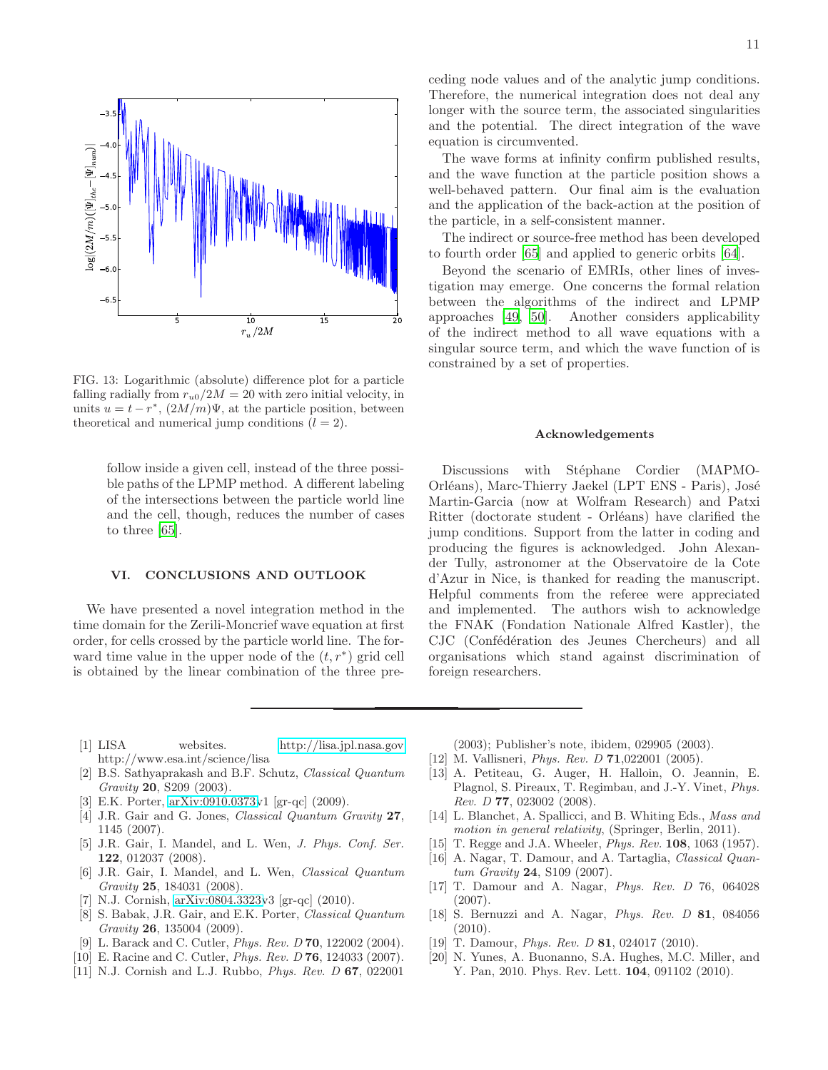FIG. 13: Logarithmic (absolute) difference plot for a particle falling radially from $r_{u0}/2M = 20$ with zero initial velocity, in units $u = t - r^*$, $(2M/m)\Psi$, at the particle position, between theoretical and numerical jump conditions ($l = 2$).

follow inside a given cell, instead of the three possible paths of the LPMP method. A different labeling of the intersections between the particle world line and the cell, though, reduces the number of cases to three [65].

## VI. CONCLUSIONS AND OUTLOOK

We have presented a novel integration method in the time domain for the Zerili-Moncrief wave equation at first order, for cells crossed by the particle world line. The forward time value in the upper node of the $(t, r^*)$ grid cell is obtained by the linear combination of the three preceding node values and of the analytic jump conditions. Therefore, the numerical integration does not deal any longer with the source term, the associated singularities and the potential. The direct integration of the wave equation is circumvented.

The wave forms at infinity confirm published results, and the wave function at the particle position shows a well-behaved pattern. Our final aim is the evaluation and the application of the back-action at the position of the particle, in a self-consistent manner.

The indirect or source-free method has been developed to fourth order [65] and applied to generic orbits [64].

Beyond the scenario of EMRIs, other lines of investigation may emerge. One concerns the formal relation between the algorithms of the indirect and LPMP approaches [49, 50]. Another considers applicability of the indirect method to all wave equations with a singular source term, and which the wave function of is constrained by a set of properties.

### Acknowledgements

Discussions with Stéphane Cordier (MAPMO-Orléans), Marc-Thierry Jaekel (LPT ENS - Paris), José Martin-Garcia (now at Wolfram Research) and Patxi Ritter (doctorate student - Orléans) have clarified the jump conditions. Support from the latter in coding and producing the figures is acknowledged. John Alexander Tully, astronomer at the Observatoire de la Cote d'Azur in Nice, is thanked for reading the manuscript. Helpful comments from the referee were appreciated and implemented. The authors wish to acknowledge the FNAK (Fondation Nationale Alfred Kastler), the CJC (Confédération des Jeunes Chercheurs) and all organisations which stand against discrimination of foreign researchers.

---

[1] LISA websites. http://lisa.jpl.nasa.gov http://www.esa.int/science/lisa
[2] B.S. Sathyaprakash and B.F. Schutz, *Classical Quantum Gravity* **20**, S209 (2003).
[3] E.K. Porter, arXiv:0910.0373v1 [gr-qc] (2009).
[4] J.R. Gair and G. Jones, *Classical Quantum Gravity* **27**, 1145 (2007).
[5] J.R. Gair, I. Mandel, and L. Wen, *J. Phys. Conf. Ser.* **122**, 012037 (2008).
[6] J.R. Gair, I. Mandel, and L. Wen, *Classical Quantum Gravity* **25**, 184031 (2008).
[7] N.J. Cornish, arXiv:0804.3323v3 [gr-qc] (2010).
[8] S. Babak, J.R. Gair, and E.K. Porter, *Classical Quantum Gravity* **26**, 135004 (2009).
[9] L. Barack and C. Cutler, *Phys. Rev. D* **70**, 122002 (2004).
[10] E. Racine and C. Cutler, *Phys. Rev. D* **76**, 124033 (2007).
[11] N.J. Cornish and L.J. Rubbo, *Phys. Rev. D* **67**, 022001 (2003); Publisher's note, ibidem, 029905 (2003).
[12] M. Vallisneri, *Phys. Rev. D* **71**,022001 (2005).
[13] A. Petiteau, G. Auger, H. Halloin, O. Jeannin, E. Plagnol, S. Pireaux, T. Regimbau, and J.-Y. Vinet, *Phys. Rev. D* **77**, 023002 (2008).
[14] L. Blanchet, A. Spallicci, and B. Whiting Eds., *Mass and motion in general relativity*, (Springer, Berlin, 2011).
[15] T. Regge and J.A. Wheeler, *Phys. Rev.* **108**, 1063 (1957).
[16] A. Nagar, T. Damour, and A. Tartaglia, *Classical Quantum Gravity* **24**, S109 (2007).
[17] T. Damour and A. Nagar, *Phys. Rev. D* 76, 064028 (2007).
[18] S. Bernuzzi and A. Nagar, *Phys. Rev. D* **81**, 084056 (2010).
[19] T. Damour, *Phys. Rev. D* **81**, 024017 (2010).
[20] N. Yunes, A. Buonanno, S.A. Hughes, M.C. Miller, and Y. Pan, 2010. Phys. Rev. Lett. **104**, 091102 (2010).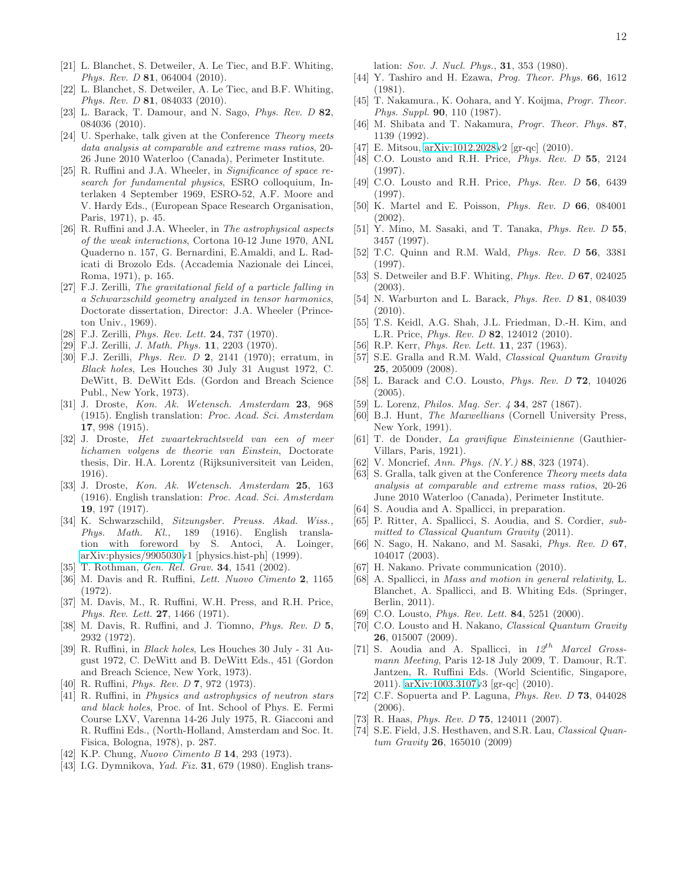[21] L. Blanchet, S. Detweiler, A. Le Tiec, and B.F. Whiting, *Phys. Rev. D* **81**, 064004 (2010).

[22] L. Blanchet, S. Detweiler, A. Le Tiec, and B.F. Whiting, *Phys. Rev. D* **81**, 084033 (2010).

[23] L. Barack, T. Damour, and N. Sago, *Phys. Rev. D* **82**, 084036 (2010).

[24] U. Sperhake, talk given at the Conference *Theory meets data analysis at comparable and extreme mass ratios*, 20-26 June 2010 Waterloo (Canada), Perimeter Institute.

[25] R. Ruffini and J.A. Wheeler, in *Significance of space research for fundamental physics*, ESRO colloquium, Interlaken 4 September 1969, ESRO-52, A.F. Moore and V. Hardy Eds., (European Space Research Organisation, Paris, 1971), p. 45.

[26] R. Ruffini and J.A. Wheeler, in *The astrophysical aspects of the weak interactions*, Cortona 10-12 June 1970, ANL Quaderno n. 157, G. Bernardini, E.Amaldi, and L. Radicati di Brozolo Eds. (Accademia Nazionale dei Lincei, Roma, 1971), p. 165.

[27] F.J. Zerilli, *The gravitational field of a particle falling in a Schwarzschild geometry analyzed in tensor harmonics*, Doctorate dissertation, Director: J.A. Wheeler (Princeton Univ., 1969).

[28] F.J. Zerilli, *Phys. Rev. Lett.* **24**, 737 (1970).

[29] F.J. Zerilli, *J. Math. Phys.* **11**, 2203 (1970).

[30] F.J. Zerilli, *Phys. Rev. D* **2**, 2141 (1970); erratum, in *Black holes*, Les Houches 30 July 31 August 1972, C. DeWitt, B. DeWitt Eds. (Gordon and Breach Science Publ., New York, 1973).

[31] J. Droste, *Kon. Ak. Wetensch. Amsterdam* **23**, 968 (1915). English translation: *Proc. Acad. Sci. Amsterdam* **17**, 998 (1915).

[32] J. Droste, *Het zwaartekrachtsveld van een of meer lichamen volgens de theorie van Einstein*, Doctorate thesis, Dir. H.A. Lorentz (Rijksuniversiteit van Leiden, 1916).

[33] J. Droste, *Kon. Ak. Wetensch. Amsterdam* **25**, 163 (1916). English translation: *Proc. Acad. Sci. Amsterdam* **19**, 197 (1917).

[34] K. Schwarzschild, *Sitzungsber. Preuss. Akad. Wiss., Phys. Math. Kl.*, 189 (1916). English translation with foreword by S. Antoci, A. Loinger, arXiv:physics/9905030v1 [physics.hist-ph] (1999).

[35] T. Rothman, *Gen. Rel. Grav.* **34**, 1541 (2002).

[36] M. Davis and R. Ruffini, *Lett. Nuovo Cimento* **2**, 1165 (1972).

[37] M. Davis, M., R. Ruffini, W.H. Press, and R.H. Price, *Phys. Rev. Lett.* **27**, 1466 (1971).

[38] M. Davis, R. Ruffini, and J. Tiomno, *Phys. Rev. D* **5**, 2932 (1972).

[39] R. Ruffini, in *Black holes*, Les Houches 30 July - 31 August 1972, C. DeWitt and B. DeWitt Eds., 451 (Gordon and Breach Science, New York, 1973).

[40] R. Ruffini, *Phys. Rev. D* **7**, 972 (1973).

[41] R. Ruffini, in *Physics and astrophysics of neutron stars and black holes*, Proc. of Int. School of Phys. E. Fermi Course LXV, Varenna 14-26 July 1975, R. Giacconi and R. Ruffini Eds., (North-Holland, Amsterdam and Soc. It. Fisica, Bologna, 1978), p. 287.

[42] K.P. Chung, *Nuovo Cimento B* **14**, 293 (1973).

[43] I.G. Dymnikova, *Yad. Fiz.* **31**, 679 (1980). English translation: *Sov. J. Nucl. Phys.*, **31**, 353 (1980).

[44] Y. Tashiro and H. Ezawa, *Prog. Theor. Phys.* **66**, 1612 (1981).

[45] T. Nakamura., K. Oohara, and Y. Koijma, *Progr. Theor. Phys. Suppl.* **90**, 110 (1987).

[46] M. Shibata and T. Nakamura, *Progr. Theor. Phys.* **87**, 1139 (1992).

[47] E. Mitsou, arXiv:1012.2028v2 [gr-qc] (2010).

[48] C.O. Lousto and R.H. Price, *Phys. Rev. D* **55**, 2124 (1997).

[49] C.O. Lousto and R.H. Price, *Phys. Rev. D* **56**, 6439 (1997).

[50] K. Martel and E. Poisson, *Phys. Rev. D* **66**, 084001 (2002).

[51] Y. Mino, M. Sasaki, and T. Tanaka, *Phys. Rev. D* **55**, 3457 (1997).

[52] T.C. Quinn and R.M. Wald, *Phys. Rev. D* **56**, 3381 (1997).

[53] S. Detweiler and B.F. Whiting, *Phys. Rev. D* **67**, 024025 (2003).

[54] N. Warburton and L. Barack, *Phys. Rev. D* **81**, 084039 (2010).

[55] T.S. Keidl, A.G. Shah, J.L. Friedman, D.-H. Kim, and L.R. Price, *Phys. Rev. D* **82**, 124012 (2010).

[56] R.P. Kerr, *Phys. Rev. Lett.* **11**, 237 (1963).

[57] S.E. Gralla and R.M. Wald, *Classical Quantum Gravity* **25**, 205009 (2008).

[58] L. Barack and C.O. Lousto, *Phys. Rev. D* **72**, 104026 (2005).

[59] L. Lorenz, *Philos. Mag. Ser. 4* **34**, 287 (1867).

[60] B.J. Hunt, *The Maxwellians* (Cornell University Press, New York, 1991).

[61] T. de Donder, *La gravifique Einsteinienne* (Gauthier-Villars, Paris, 1921).

[62] V. Moncrief, *Ann. Phys. (N.Y.)* **88**, 323 (1974).

[63] S. Gralla, talk given at the Conference *Theory meets data analysis at comparable and extreme mass ratios*, 20-26 June 2010 Waterloo (Canada), Perimeter Institute.

[64] S. Aoudia and A. Spallicci, in preparation.

[65] P. Ritter, A. Spallicci, S. Aoudia, and S. Cordier, *submitted to Classical Quantum Gravity* (2011).

[66] N. Sago, H. Nakano, and M. Sasaki, *Phys. Rev. D* **67**, 104017 (2003).

[67] H. Nakano. Private communication (2010).

[68] A. Spallicci, in *Mass and motion in general relativity*, L. Blanchet, A. Spallicci, and B. Whiting Eds. (Springer, Berlin, 2011).

[69] C.O. Lousto, *Phys. Rev. Lett.* **84**, 5251 (2000).

[70] C.O. Lousto and H. Nakano, *Classical Quantum Gravity* **26**, 015007 (2009).

[71] S. Aoudia and A. Spallicci, in *$12^{th}$ Marcel Grossmann Meeting*, Paris 12-18 July 2009, T. Damour, R.T. Jantzen, R. Ruffini Eds. (World Scientific, Singapore, 2011). arXiv:1003.3107v3 [gr-qc] (2010).

[72] C.F. Sopuerta and P. Laguna, *Phys. Rev. D* **73**, 044028 (2006).

[73] R. Haas, *Phys. Rev. D* **75**, 124011 (2007).

[74] S.E. Field, J.S. Hesthaven, and S.R. Lau, *Classical Quantum Gravity* **26**, 165010 (2009)